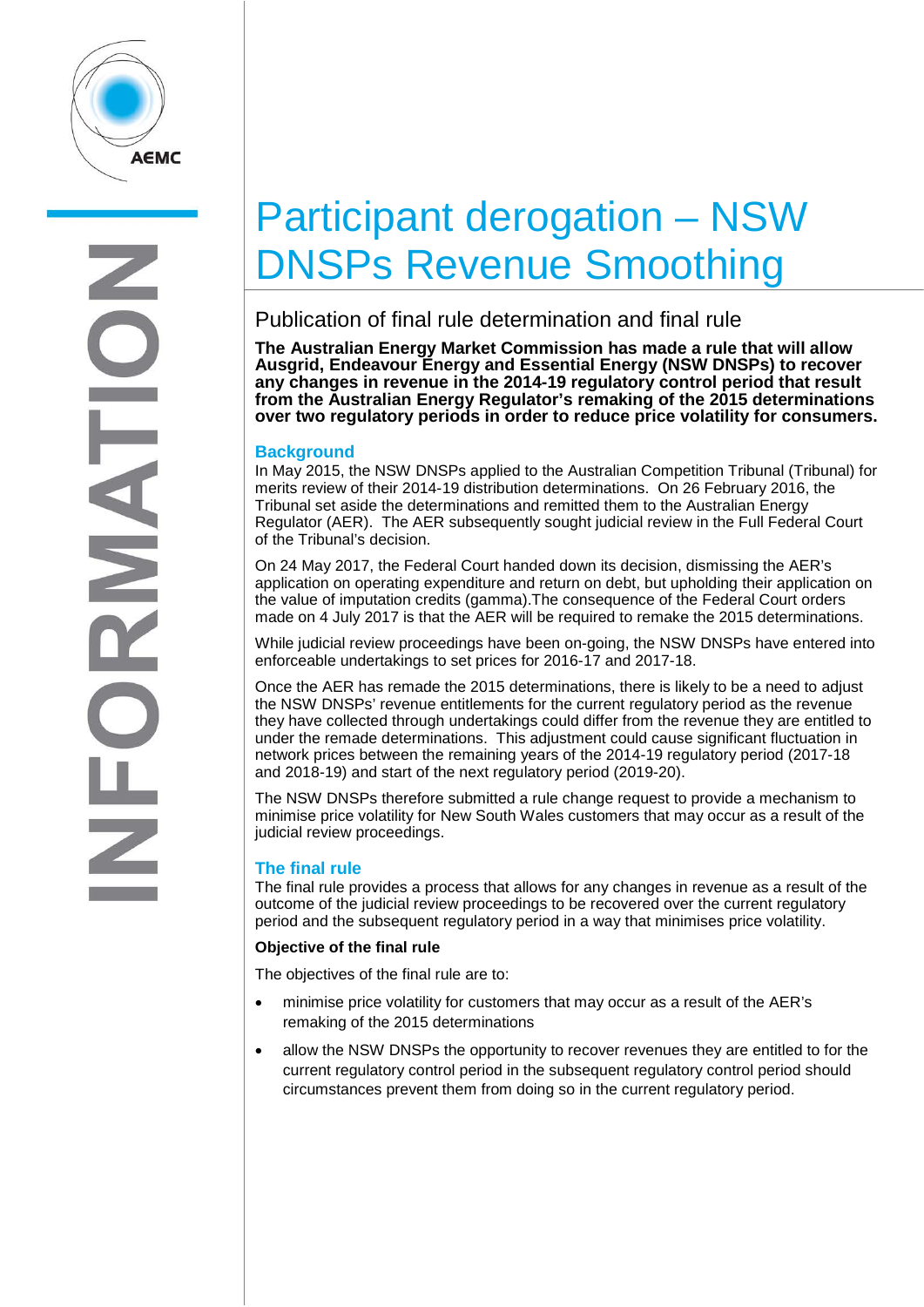# Participant derogation – NSW DNSPs Revenue Smoothing

## Publication of final rule determination and final rule

**The Australian Energy Market Commission has made a rule that will allow Ausgrid, Endeavour Energy and Essential Energy (NSW DNSPs) to recover any changes in revenue in the 2014-19 regulatory control period that result from the Australian Energy Regulator's remaking of the 2015 determinations over two regulatory periods in order to reduce price volatility for consumers.**

### Background

In May 2015, the NSW DNSPs applied to the Australian Competition Tribunal (Tribunal) for merits review of their 2014-19 distribution determinations. On 26 February 2016, the Tribunal set aside the determinations and remitted them to the Australian Energy Regulator (AER). The AER subsequently sought judicial review in the Full Federal Court of the Tribunal's decision.

On 24 May 2017, the Federal Court handed down its decision, dismissing the AER's application on operating expenditure and return on debt, but upholding their application on the value of imputation credits (gamma).The consequence of the Federal Court orders made on 4 July 2017 is that the AER will be required to remake the 2015 determinations.

While judicial review proceedings have been on-going, the NSW DNSPs have entered into enforceable undertakings to set prices for 2016-17 and 2017-18.

Once the AER has remade the 2015 determinations, there is likely to be a need to adjust the NSW DNSPs' revenue entitlements for the current regulatory period as the revenue they have collected through undertakings could differ from the revenue they are entitled to under the remade determinations. This adjustment could cause significant fluctuation in network prices between the remaining years of the 2014-19 regulatory period (2017-18 and 2018-19) and start of the next regulatory period (2019-20).

The NSW DNSPs therefore submitted a rule change request to provide a mechanism to minimise price volatility for New South Wales customers that may occur as a result of the judicial review proceedings.

### The final rule

The final rule provides a process that allows for any changes in revenue as a result of the outcome of the judicial review proceedings to be recovered over the current regulatory period and the subsequent regulatory period in a way that minimises price volatility.

**Objective of the final rule**

The objectives of the final rule are to:

- minimise price volatility for customers that may occur as a result of the AER's remaking of the 2015 determinations
- allow the NSW DNSPs the opportunity to recover revenues they are entitled to for the current regulatory control period in the subsequent regulatory control period should circumstances prevent them from doing so in the current regulatory period.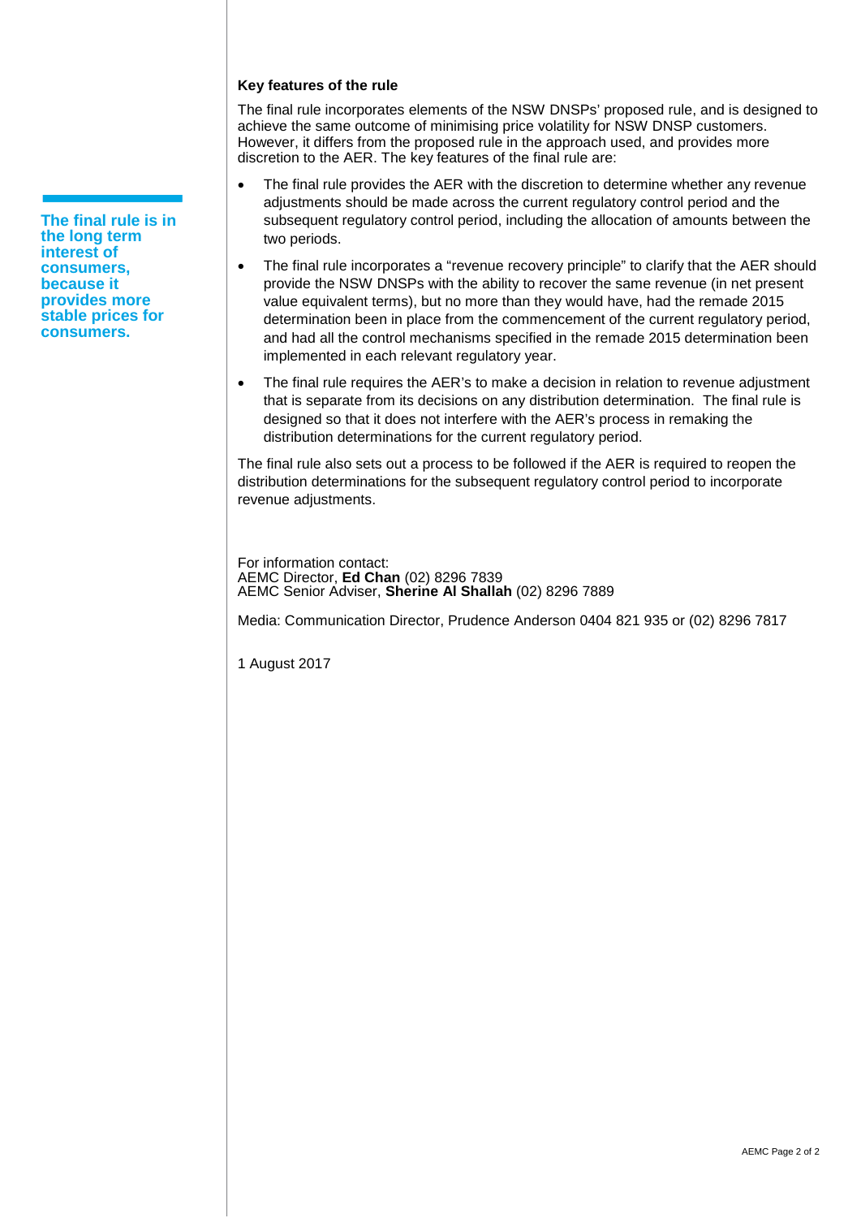**The final rule is in the long term interest of consumers, because it provides more stable prices for consumers.**

## Key features of the rule

The final rule incorporates elements of the NSW DNSPs' proposed rule, and is designed to achieve the same outcome of minimising price volatility for NSW DNSP customers. However, it differs from the proposed rule in the approach used, and provides more discretion to the AER. The key features of the final rule are:

- The final rule provides the AER with the discretion to determine whether any revenue adjustments should be made across the current regulatory control period and the subsequent regulatory control period, including the allocation of amounts between the two periods.
- The final rule incorporates a "revenue recovery principle" to clarify that the AER should provide the NSW DNSPs with the ability to recover the same revenue (in net present value equivalent terms), but no more than they would have, had the remade 2015 determination been in place from the commencement of the current regulatory period, and had all the control mechanisms specified in the remade 2015 determination been implemented in each relevant regulatory year.
- The final rule requires the AER's to make a decision in relation to revenue adjustment that is separate from its decisions on any distribution determination. The final rule is designed so that it does not interfere with the AER's process in remaking the distribution determinations for the current regulatory period.

The final rule also sets out a process to be followed if the AER is required to reopen the distribution determinations for the subsequent regulatory control period to incorporate revenue adjustments.

For information contact:
AEMC Director, **Ed Chan** (02) 8296 7839
AEMC Senior Adviser, **Sherine Al Shallah** (02) 8296 7889

Media: Communication Director, Prudence Anderson 0404 821 935 or (02) 8296 7817

1 August 2017